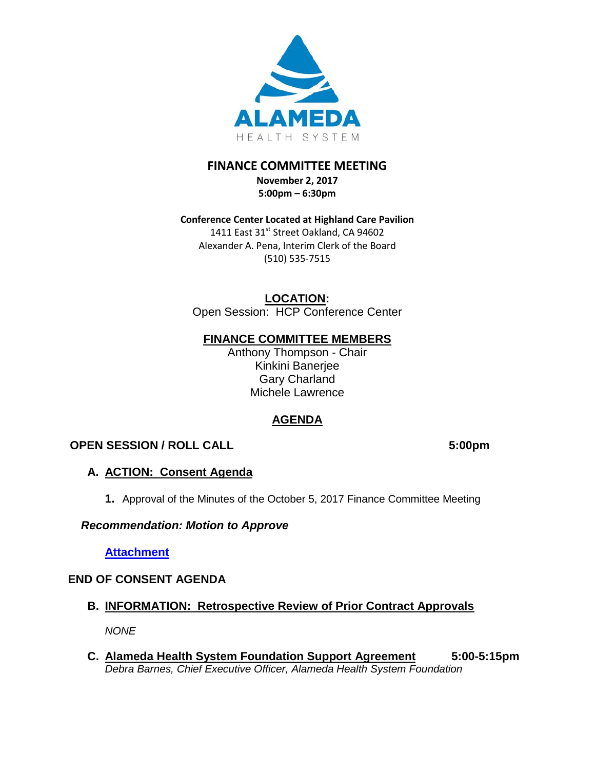ALAMEDA

HEALTH SYSTEM

# FINANCE COMMITTEE MEETING

**November 2, 2017**
**5:00pm – 6:30pm**

**Conference Center Located at Highland Care Pavilion**
1411 East 31st Street Oakland, CA 94602
Alexander A. Pena, Interim Clerk of the Board
(510) 535-7515

## LOCATION:

Open Session: HCP Conference Center

## FINANCE COMMITTEE MEMBERS

Anthony Thompson - Chair
Kinkini Banerjee
Gary Charland
Michele Lawrence

## AGENDA

### OPEN SESSION / ROLL CALL 5:00pm

**A. ACTION: Consent Agenda**

**1.** Approval of the Minutes of the October 5, 2017 Finance Committee Meeting

***Recommendation: Motion to Approve***

**Attachment**

### END OF CONSENT AGENDA

**B. INFORMATION: Retrospective Review of Prior Contract Approvals**

*NONE*

**C. Alameda Health System Foundation Support Agreement** **5:00-5:15pm**
*Debra Barnes, Chief Executive Officer, Alameda Health System Foundation*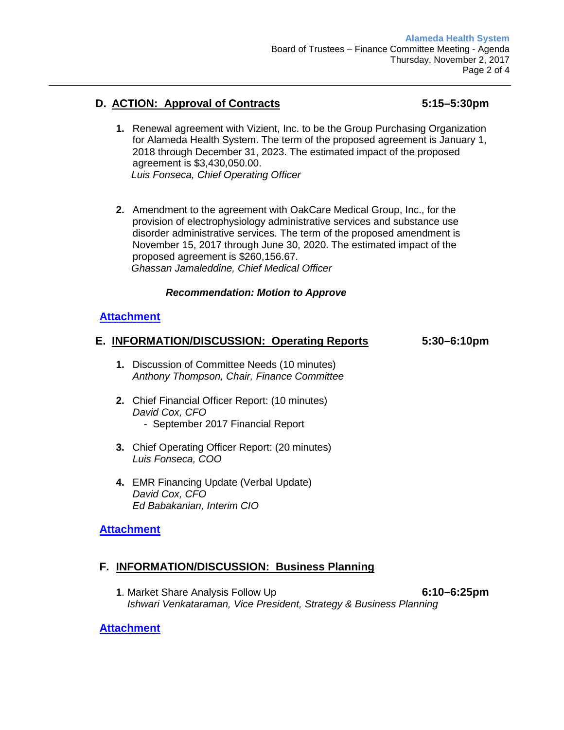## D. ACTION: Approval of Contracts **5:15–5:30pm**

1. Renewal agreement with Vizient, Inc. to be the Group Purchasing Organization for Alameda Health System. The term of the proposed agreement is January 1, 2018 through December 31, 2023. The estimated impact of the proposed agreement is $3,430,050.00.
   *Luis Fonseca, Chief Operating Officer*

2. Amendment to the agreement with OakCare Medical Group, Inc., for the provision of electrophysiology administrative services and substance use disorder administrative services. The term of the proposed amendment is November 15, 2017 through June 30, 2020. The estimated impact of the proposed agreement is $260,156.67.
   *Ghassan Jamaleddine, Chief Medical Officer*

***Recommendation: Motion to Approve***

**Attachment**

## E. INFORMATION/DISCUSSION: Operating Reports **5:30–6:10pm**

1. Discussion of Committee Needs (10 minutes)
   *Anthony Thompson, Chair, Finance Committee*

2. Chief Financial Officer Report: (10 minutes)
   *David Cox, CFO*
   - September 2017 Financial Report

3. Chief Operating Officer Report: (20 minutes)
   *Luis Fonseca, COO*

4. EMR Financing Update (Verbal Update)
   *David Cox, CFO*
   *Ed Babakanian, Interim CIO*

**Attachment**

## F. INFORMATION/DISCUSSION: Business Planning

1. Market Share Analysis Follow Up **6:10–6:25pm**
   *Ishwari Venkataraman, Vice President, Strategy & Business Planning*

**Attachment**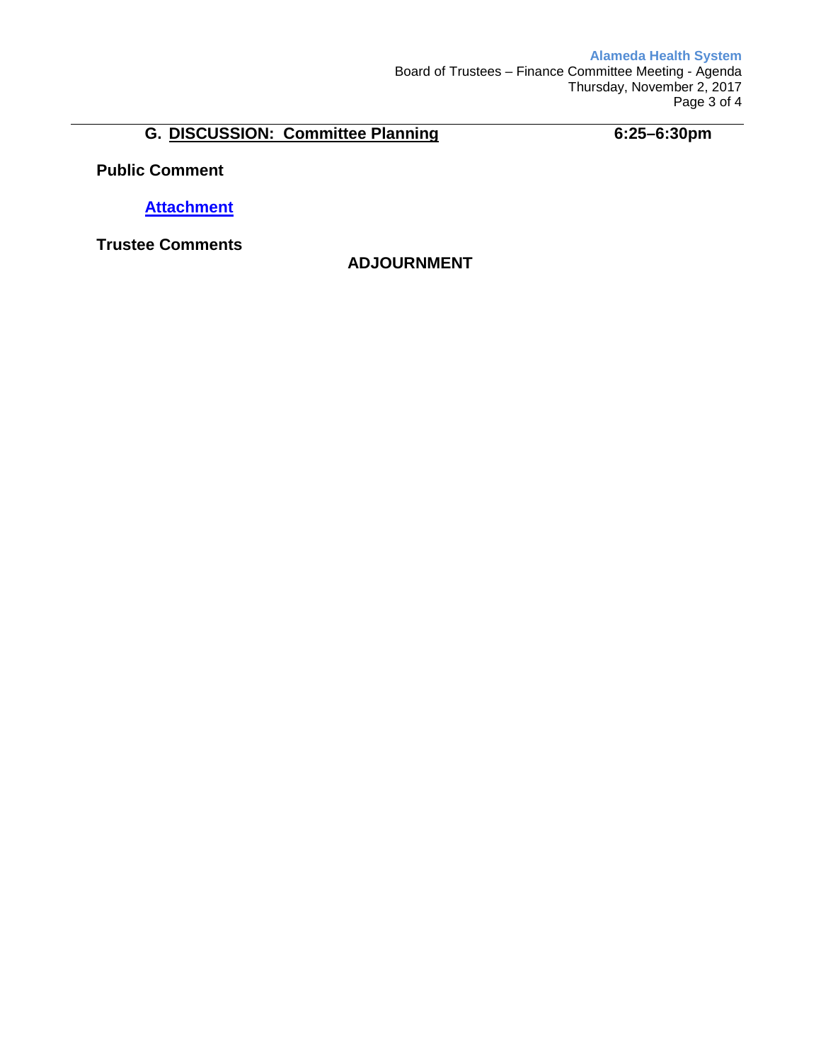## G. DISCUSSION: Committee Planning 6:25–6:30pm

**Public Comment**

**Attachment**

**Trustee Comments**

**ADJOURNMENT**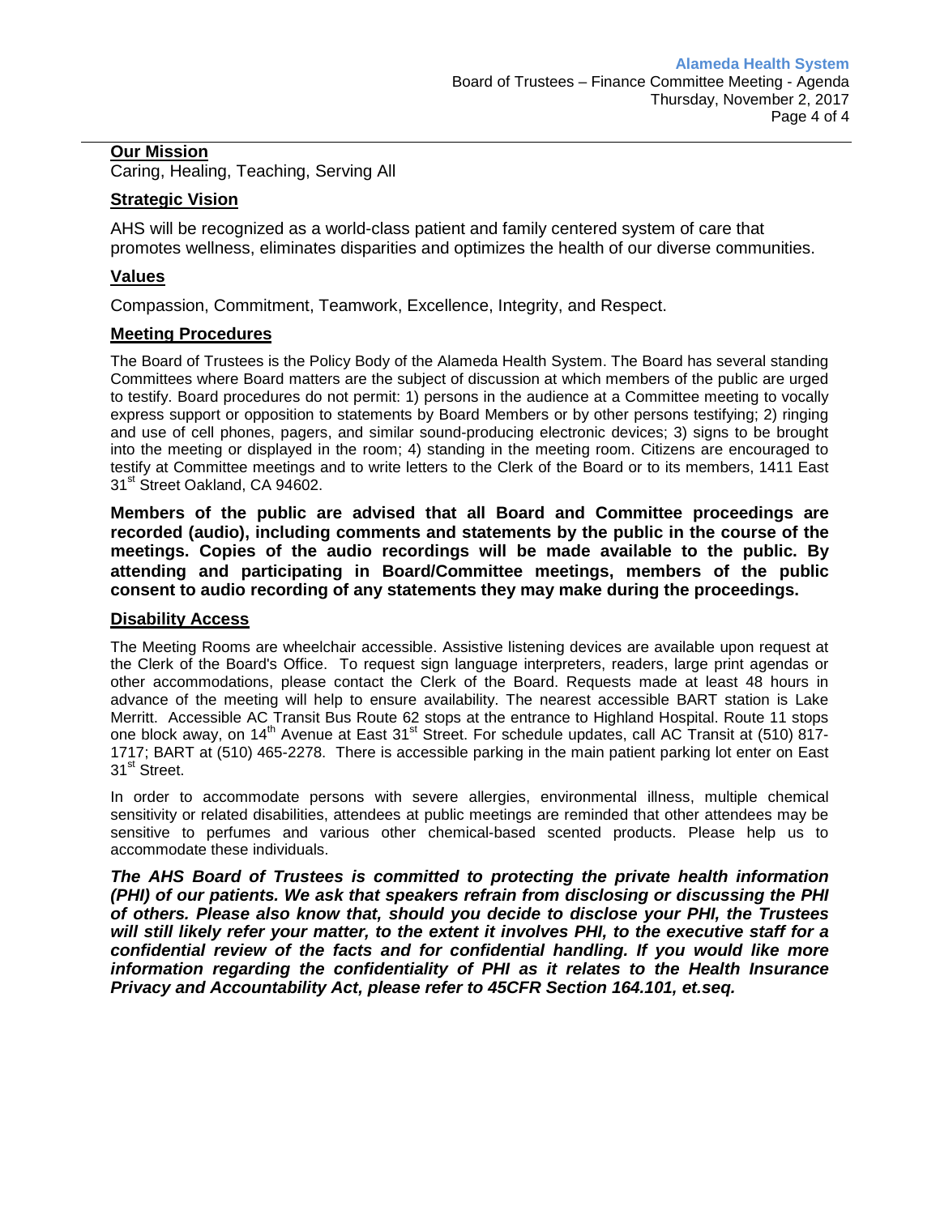## Our Mission

Caring, Healing, Teaching, Serving All

## Strategic Vision

AHS will be recognized as a world-class patient and family centered system of care that promotes wellness, eliminates disparities and optimizes the health of our diverse communities.

## Values

Compassion, Commitment, Teamwork, Excellence, Integrity, and Respect.

## Meeting Procedures

The Board of Trustees is the Policy Body of the Alameda Health System. The Board has several standing Committees where Board matters are the subject of discussion at which members of the public are urged to testify. Board procedures do not permit: 1) persons in the audience at a Committee meeting to vocally express support or opposition to statements by Board Members or by other persons testifying; 2) ringing and use of cell phones, pagers, and similar sound-producing electronic devices; 3) signs to be brought into the meeting or displayed in the room; 4) standing in the meeting room. Citizens are encouraged to testify at Committee meetings and to write letters to the Clerk of the Board or to its members, 1411 East 31st Street Oakland, CA 94602.

**Members of the public are advised that all Board and Committee proceedings are recorded (audio), including comments and statements by the public in the course of the meetings. Copies of the audio recordings will be made available to the public. By attending and participating in Board/Committee meetings, members of the public consent to audio recording of any statements they may make during the proceedings.**

## Disability Access

The Meeting Rooms are wheelchair accessible. Assistive listening devices are available upon request at the Clerk of the Board's Office. To request sign language interpreters, readers, large print agendas or other accommodations, please contact the Clerk of the Board. Requests made at least 48 hours in advance of the meeting will help to ensure availability. The nearest accessible BART station is Lake Merritt. Accessible AC Transit Bus Route 62 stops at the entrance to Highland Hospital. Route 11 stops one block away, on 14th Avenue at East 31st Street. For schedule updates, call AC Transit at (510) 817-1717; BART at (510) 465-2278. There is accessible parking in the main patient parking lot enter on East 31st Street.

In order to accommodate persons with severe allergies, environmental illness, multiple chemical sensitivity or related disabilities, attendees at public meetings are reminded that other attendees may be sensitive to perfumes and various other chemical-based scented products. Please help us to accommodate these individuals.

***The AHS Board of Trustees is committed to protecting the private health information (PHI) of our patients. We ask that speakers refrain from disclosing or discussing the PHI of others. Please also know that, should you decide to disclose your PHI, the Trustees will still likely refer your matter, to the extent it involves PHI, to the executive staff for a confidential review of the facts and for confidential handling. If you would like more information regarding the confidentiality of PHI as it relates to the Health Insurance Privacy and Accountability Act, please refer to 45CFR Section 164.101, et.seq.***